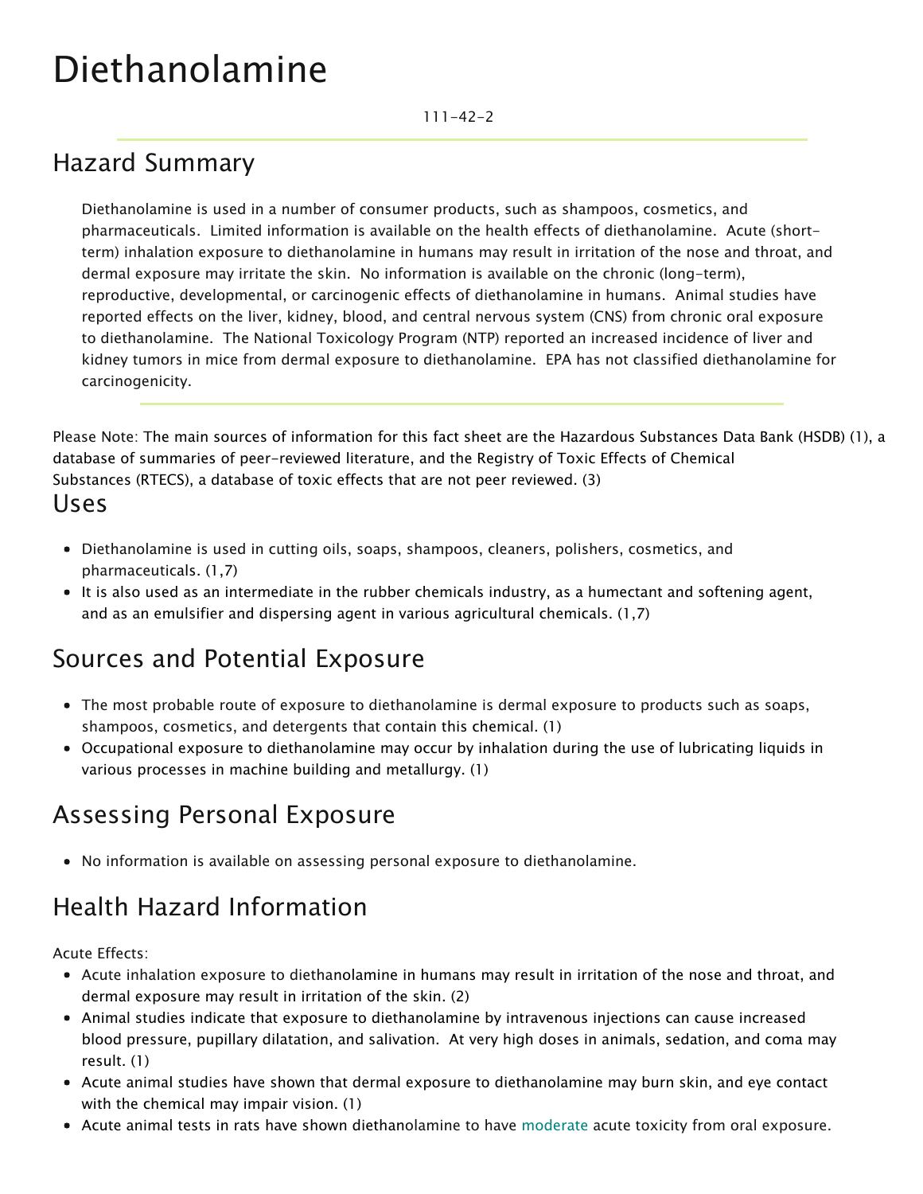# Diethanolamine

111-42-2

## Hazard Summary

Diethanolamine is used in a number of consumer products, such as shampoos, cosmetics, and pharmaceuticals. Limited information is available on the health effects of diethanolamine. Acute (short-term) inhalation exposure to diethanolamine in humans may result in irritation of the nose and throat, and dermal exposure may irritate the skin. No information is available on the chronic (long-term), reproductive, developmental, or carcinogenic effects of diethanolamine in humans. Animal studies have reported effects on the liver, kidney, blood, and central nervous system (CNS) from chronic oral exposure to diethanolamine. The National Toxicology Program (NTP) reported an increased incidence of liver and kidney tumors in mice from dermal exposure to diethanolamine. EPA has not classified diethanolamine for carcinogenicity.

Please Note: The main sources of information for this fact sheet are the Hazardous Substances Data Bank (HSDB) (1), a database of summaries of peer-reviewed literature, and the Registry of Toxic Effects of Chemical Substances (RTECS), a database of toxic effects that are not peer reviewed. (3)

## Uses

- Diethanolamine is used in cutting oils, soaps, shampoos, cleaners, polishers, cosmetics, and pharmaceuticals. (1,7)
- It is also used as an intermediate in the rubber chemicals industry, as a humectant and softening agent, and as an emulsifier and dispersing agent in various agricultural chemicals. (1,7)

## Sources and Potential Exposure

- The most probable route of exposure to diethanolamine is dermal exposure to products such as soaps, shampoos, cosmetics, and detergents that contain this chemical. (1)
- Occupational exposure to diethanolamine may occur by inhalation during the use of lubricating liquids in various processes in machine building and metallurgy. (1)

## Assessing Personal Exposure

- No information is available on assessing personal exposure to diethanolamine.

## Health Hazard Information

Acute Effects:

- Acute inhalation exposure to diethanolamine in humans may result in irritation of the nose and throat, and dermal exposure may result in irritation of the skin. (2)
- Animal studies indicate that exposure to diethanolamine by intravenous injections can cause increased blood pressure, pupillary dilatation, and salivation. At very high doses in animals, sedation, and coma may result. (1)
- Acute animal studies have shown that dermal exposure to diethanolamine may burn skin, and eye contact with the chemical may impair vision. (1)
- Acute animal tests in rats have shown diethanolamine to have moderate acute toxicity from oral exposure.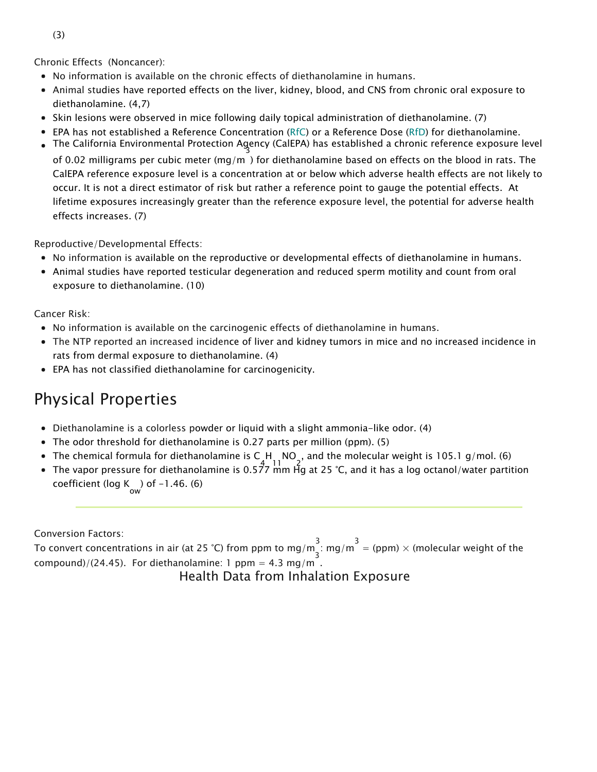(3)

Chronic Effects (Noncancer):

- No information is available on the chronic effects of diethanolamine in humans.
- Animal studies have reported effects on the liver, kidney, blood, and CNS from chronic oral exposure to diethanolamine. (4,7)
- Skin lesions were observed in mice following daily topical administration of diethanolamine. (7)
- EPA has not established a Reference Concentration (RfC) or a Reference Dose (RfD) for diethanolamine.
- The California Environmental Protection Agency (CalEPA) has established a chronic reference exposure level of 0.02 milligrams per cubic meter ($mg/m^3$) for diethanolamine based on effects on the blood in rats. The CalEPA reference exposure level is a concentration at or below which adverse health effects are not likely to occur. It is not a direct estimator of risk but rather a reference point to gauge the potential effects. At lifetime exposures increasingly greater than the reference exposure level, the potential for adverse health effects increases. (7)

Reproductive/Developmental Effects:

- No information is available on the reproductive or developmental effects of diethanolamine in humans.
- Animal studies have reported testicular degeneration and reduced sperm motility and count from oral exposure to diethanolamine. (10)

Cancer Risk:

- No information is available on the carcinogenic effects of diethanolamine in humans.
- The NTP reported an increased incidence of liver and kidney tumors in mice and no increased incidence in rats from dermal exposure to diethanolamine. (4)
- EPA has not classified diethanolamine for carcinogenicity.

## Physical Properties

- Diethanolamine is a colorless powder or liquid with a slight ammonia-like odor. (4)
- The odor threshold for diethanolamine is 0.27 parts per million (ppm). (5)
- The chemical formula for diethanolamine is $C_4H_{11}NO_2$, and the molecular weight is 105.1 g/mol. (6)
- The vapor pressure for diethanolamine is 0.577 mm Hg at 25 °C, and it has a log octanol/water partition coefficient (log $K_{ow}$) of −1.46. (6)

---

Conversion Factors:
To convert concentrations in air (at 25 °C) from ppm to $mg/m^3$: $mg/m^3$ = (ppm) × (molecular weight of the compound)/(24.45). For diethanolamine: 1 ppm = 4.3 $mg/m^3$.

Health Data from Inhalation Exposure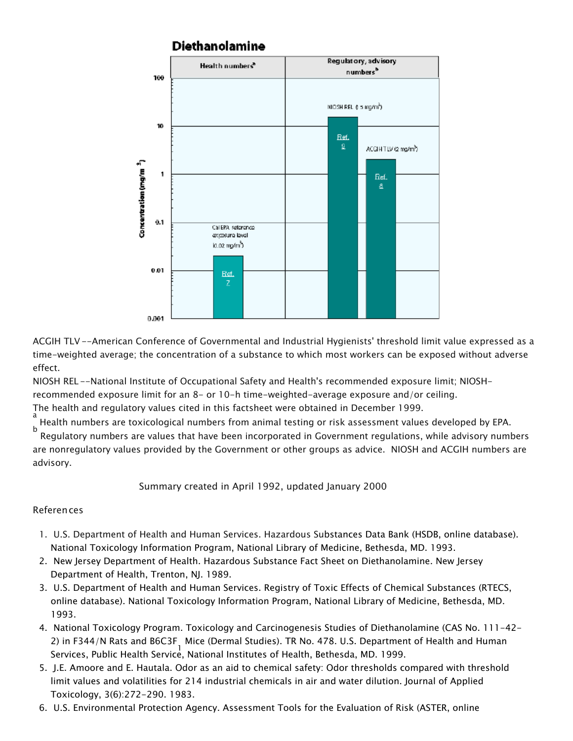## Diethanolamine

| Health numbers[a] | Regulatory, advisory numbers[b] | |
|---|---|---|
| Cal EPA reference exposure level (0.02 mg/m³) Ref. 7 | NIOSH REL (15 mg/m³) Ref. 9 | ACGIH TLV (2 mg/m³) Ref. 8 |

Concentration (mg/m³): 0.001, 0.01, 0.1, 1, 10, 100

ACGIH TLV --American Conference of Governmental and Industrial Hygienists' threshold limit value expressed as a time-weighted average; the concentration of a substance to which most workers can be exposed without adverse effect.

NIOSH REL --National Institute of Occupational Safety and Health's recommended exposure limit; NIOSH-recommended exposure limit for an 8- or 10-h time-weighted-average exposure and/or ceiling.

The health and regulatory values cited in this factsheet were obtained in December 1999.

[a] Health numbers are toxicological numbers from animal testing or risk assessment values developed by EPA.

[b] Regulatory numbers are values that have been incorporated in Government regulations, while advisory numbers are nonregulatory values provided by the Government or other groups as advice. NIOSH and ACGIH numbers are advisory.

Summary created in April 1992, updated January 2000

References

1. U.S. Department of Health and Human Services. Hazardous Substances Data Bank (HSDB, online database). National Toxicology Information Program, National Library of Medicine, Bethesda, MD. 1993.
2. New Jersey Department of Health. Hazardous Substance Fact Sheet on Diethanolamine. New Jersey Department of Health, Trenton, NJ. 1989.
3. U.S. Department of Health and Human Services. Registry of Toxic Effects of Chemical Substances (RTECS, online database). National Toxicology Information Program, National Library of Medicine, Bethesda, MD. 1993.
4. National Toxicology Program. Toxicology and Carcinogenesis Studies of Diethanolamine (CAS No. 111-42-2) in F344/N Rats and B6C3F$_1$ Mice (Dermal Studies). TR No. 478. U.S. Department of Health and Human Services, Public Health Service, National Institutes of Health, Bethesda, MD. 1999.
5. J.E. Amoore and E. Hautala. Odor as an aid to chemical safety: Odor thresholds compared with threshold limit values and volatilities for 214 industrial chemicals in air and water dilution. Journal of Applied Toxicology, 3(6):272-290. 1983.
6. U.S. Environmental Protection Agency. Assessment Tools for the Evaluation of Risk (ASTER, online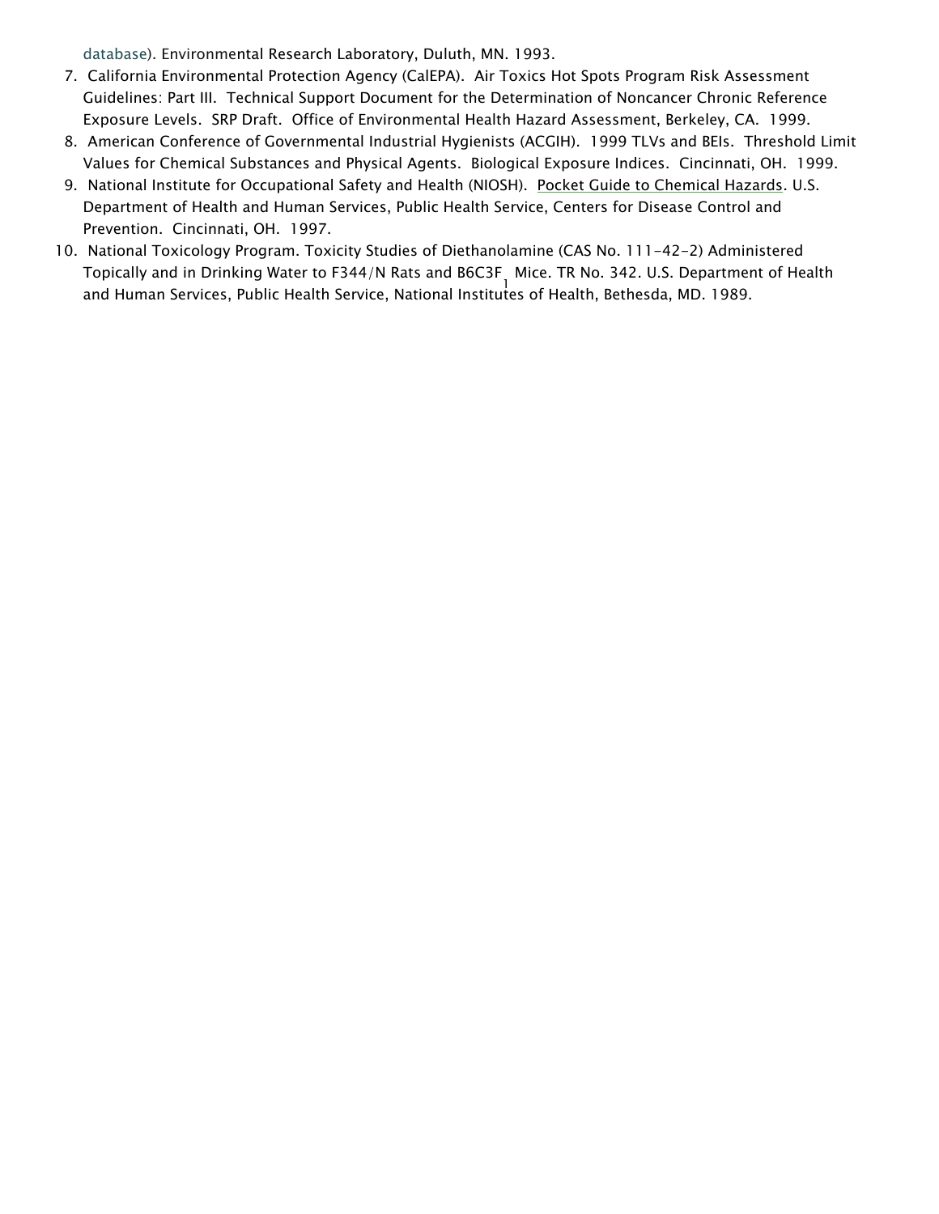database). Environmental Research Laboratory, Duluth, MN. 1993.

7. California Environmental Protection Agency (CalEPA). Air Toxics Hot Spots Program Risk Assessment Guidelines: Part III. Technical Support Document for the Determination of Noncancer Chronic Reference Exposure Levels. SRP Draft. Office of Environmental Health Hazard Assessment, Berkeley, CA. 1999.
8. American Conference of Governmental Industrial Hygienists (ACGIH). 1999 TLVs and BEIs. Threshold Limit Values for Chemical Substances and Physical Agents. Biological Exposure Indices. Cincinnati, OH. 1999.
9. National Institute for Occupational Safety and Health (NIOSH). Pocket Guide to Chemical Hazards. U.S. Department of Health and Human Services, Public Health Service, Centers for Disease Control and Prevention. Cincinnati, OH. 1997.
10. National Toxicology Program. Toxicity Studies of Diethanolamine (CAS No. 111-42-2) Administered Topically and in Drinking Water to F344/N Rats and B6C3F$_1$ Mice. TR No. 342. U.S. Department of Health and Human Services, Public Health Service, National Institutes of Health, Bethesda, MD. 1989.